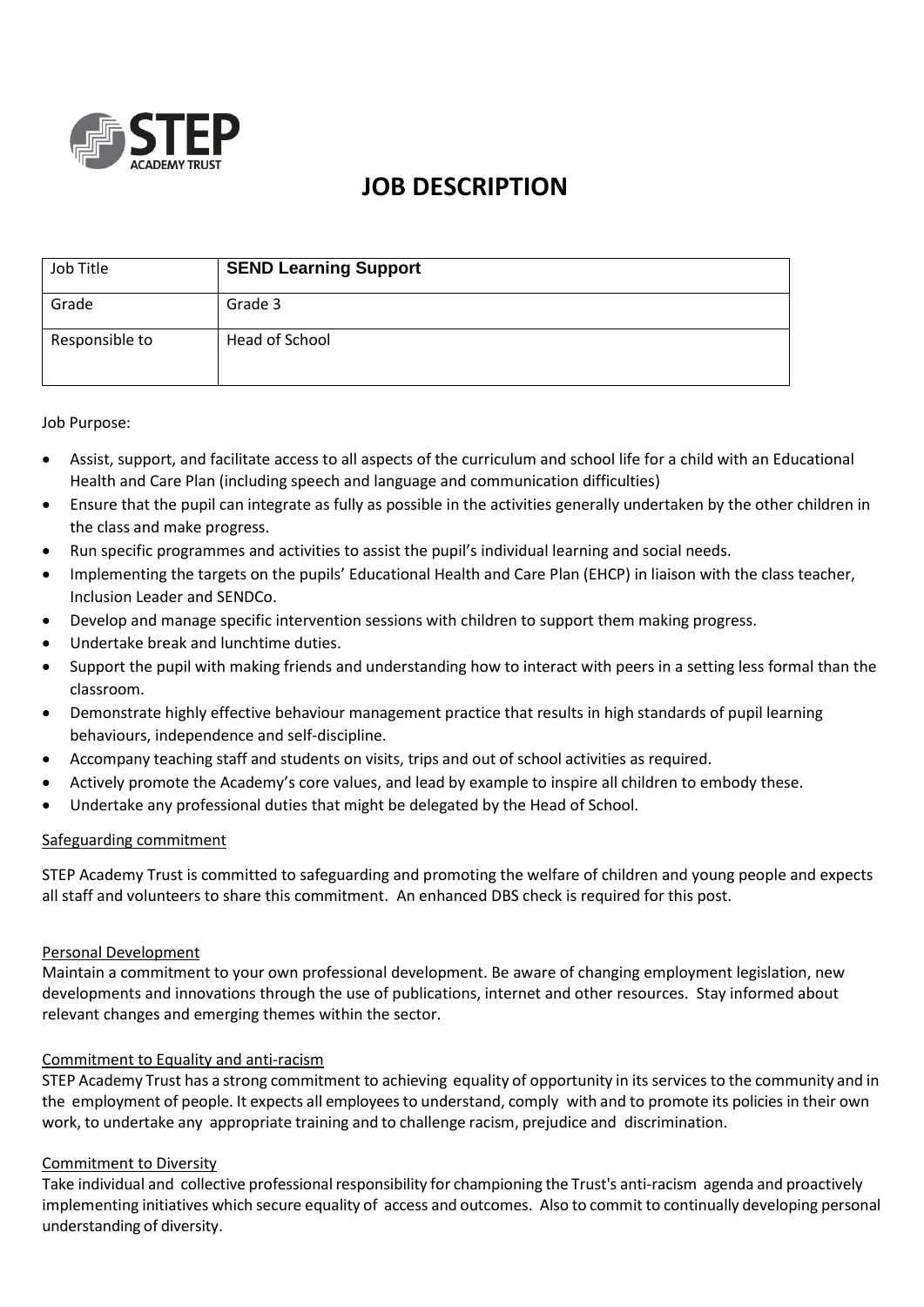# JOB DESCRIPTION

| Job Title | **SEND Learning Support** |
|---|---|
| Grade | Grade 3 |
| Responsible to | Head of School |

Job Purpose:

- Assist, support, and facilitate access to all aspects of the curriculum and school life for a child with an Educational Health and Care Plan (including speech and language and communication difficulties)
- Ensure that the pupil can integrate as fully as possible in the activities generally undertaken by the other children in the class and make progress.
- Run specific programmes and activities to assist the pupil's individual learning and social needs.
- Implementing the targets on the pupils' Educational Health and Care Plan (EHCP) in liaison with the class teacher, Inclusion Leader and SENDCo.
- Develop and manage specific intervention sessions with children to support them making progress.
- Undertake break and lunchtime duties.
- Support the pupil with making friends and understanding how to interact with peers in a setting less formal than the classroom.
- Demonstrate highly effective behaviour management practice that results in high standards of pupil learning behaviours, independence and self-discipline.
- Accompany teaching staff and students on visits, trips and out of school activities as required.
- Actively promote the Academy's core values, and lead by example to inspire all children to embody these.
- Undertake any professional duties that might be delegated by the Head of School.

Safeguarding commitment

STEP Academy Trust is committed to safeguarding and promoting the welfare of children and young people and expects all staff and volunteers to share this commitment. An enhanced DBS check is required for this post.

Personal Development

Maintain a commitment to your own professional development. Be aware of changing employment legislation, new developments and innovations through the use of publications, internet and other resources. Stay informed about relevant changes and emerging themes within the sector.

Commitment to Equality and anti-racism

STEP Academy Trust has a strong commitment to achieving equality of opportunity in its services to the community and in the employment of people. It expects all employees to understand, comply with and to promote its policies in their own work, to undertake any appropriate training and to challenge racism, prejudice and discrimination.

Commitment to Diversity

Take individual and collective professional responsibility for championing the Trust's anti-racism agenda and proactively implementing initiatives which secure equality of access and outcomes. Also to commit to continually developing personal understanding of diversity.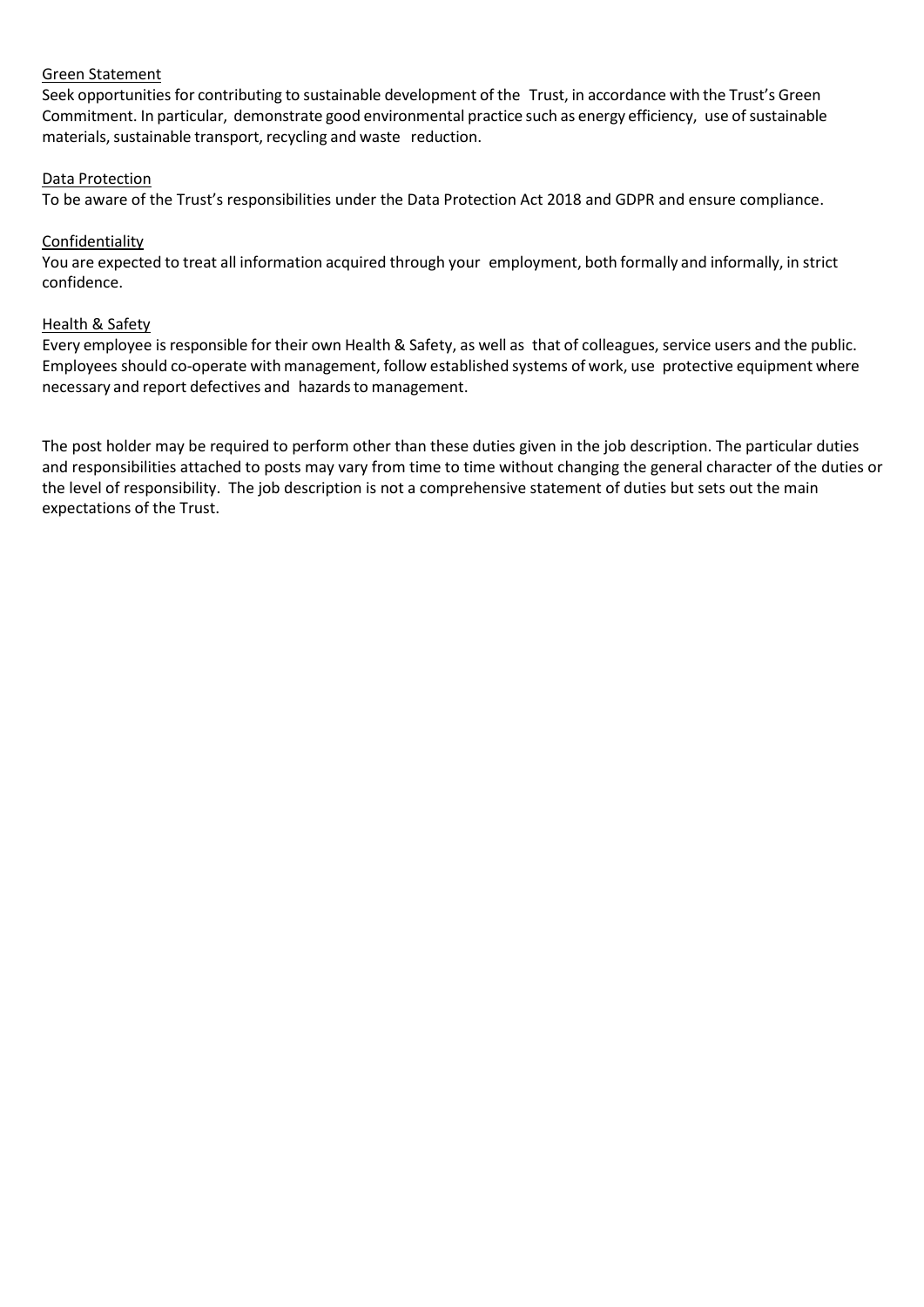Green Statement

Seek opportunities for contributing to sustainable development of the Trust, in accordance with the Trust's Green Commitment. In particular, demonstrate good environmental practice such as energy efficiency, use of sustainable materials, sustainable transport, recycling and waste reduction.

Data Protection

To be aware of the Trust's responsibilities under the Data Protection Act 2018 and GDPR and ensure compliance.

Confidentiality

You are expected to treat all information acquired through your employment, both formally and informally, in strict confidence.

Health & Safety

Every employee is responsible for their own Health & Safety, as well as that of colleagues, service users and the public. Employees should co-operate with management, follow established systems of work, use protective equipment where necessary and report defectives and hazards to management.

The post holder may be required to perform other than these duties given in the job description. The particular duties and responsibilities attached to posts may vary from time to time without changing the general character of the duties or the level of responsibility. The job description is not a comprehensive statement of duties but sets out the main expectations of the Trust.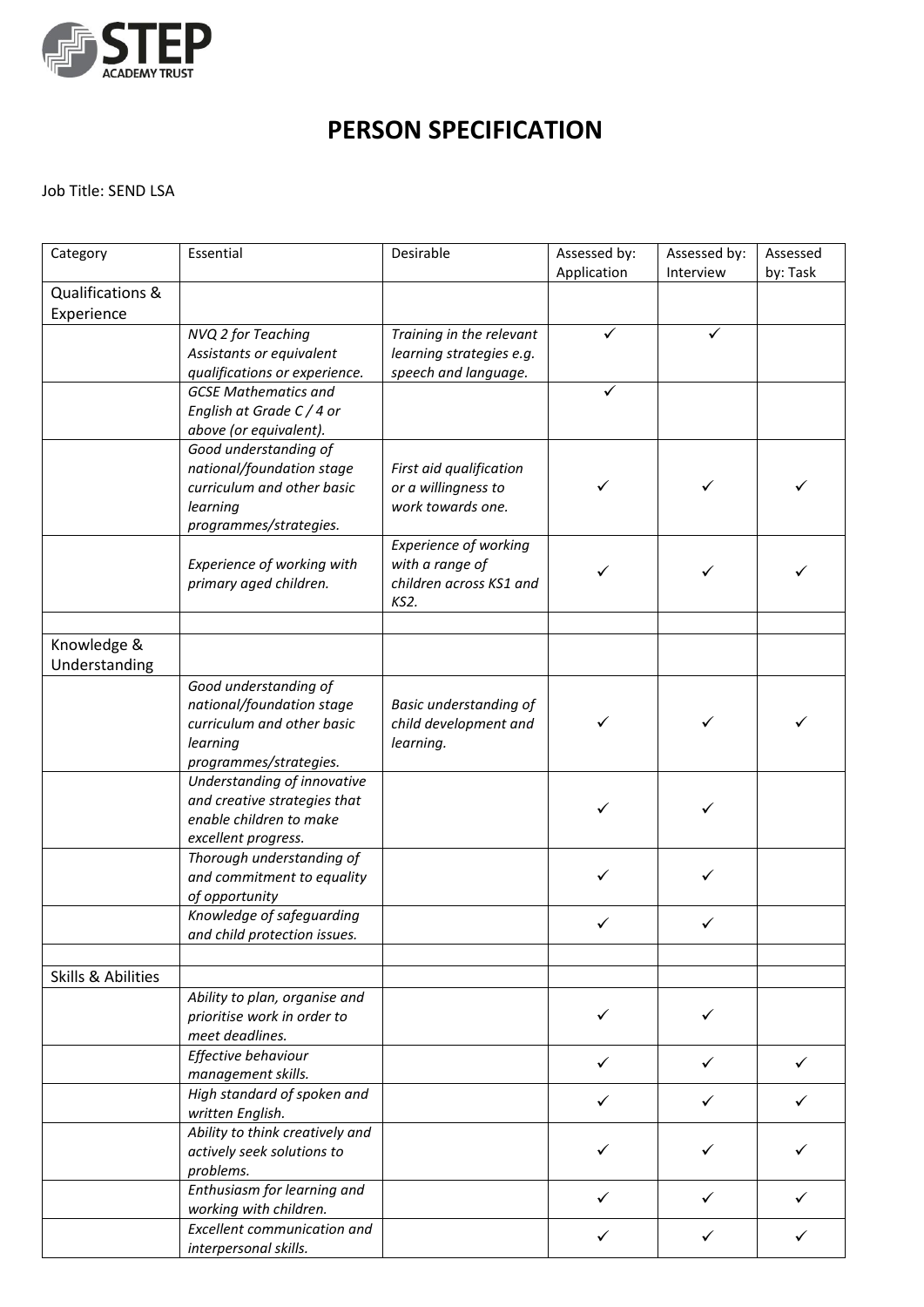# PERSON SPECIFICATION

Job Title: SEND LSA

| Category | Essential | Desirable | Assessed by: Application | Assessed by: Interview | Assessed by: Task |
|---|---|---|---|---|---|
| Qualifications & Experience | | | | | |
| | *NVQ 2 for Teaching Assistants or equivalent qualifications or experience.* | *Training in the relevant learning strategies e.g. speech and language.* | ✓ | ✓ | |
| | *GCSE Mathematics and English at Grade C / 4 or above (or equivalent).* | | ✓ | | |
| | *Good understanding of national/foundation stage curriculum and other basic learning programmes/strategies.* | *First aid qualification or a willingness to work towards one.* | ✓ | ✓ | ✓ |
| | *Experience of working with primary aged children.* | *Experience of working with a range of children across KS1 and KS2.* | ✓ | ✓ | ✓ |
| | | | | | |
| Knowledge & Understanding | | | | | |
| | *Good understanding of national/foundation stage curriculum and other basic learning programmes/strategies.* | *Basic understanding of child development and learning.* | ✓ | ✓ | ✓ |
| | *Understanding of innovative and creative strategies that enable children to make excellent progress.* | | ✓ | ✓ | |
| | *Thorough understanding of and commitment to equality of opportunity* | | ✓ | ✓ | |
| | *Knowledge of safeguarding and child protection issues.* | | ✓ | ✓ | |
| | | | | | |
| Skills & Abilities | | | | | |
| | *Ability to plan, organise and prioritise work in order to meet deadlines.* | | ✓ | ✓ | |
| | *Effective behaviour management skills.* | | ✓ | ✓ | ✓ |
| | *High standard of spoken and written English.* | | ✓ | ✓ | ✓ |
| | *Ability to think creatively and actively seek solutions to problems.* | | ✓ | ✓ | ✓ |
| | *Enthusiasm for learning and working with children.* | | ✓ | ✓ | ✓ |
| | *Excellent communication and interpersonal skills.* | | ✓ | ✓ | ✓ |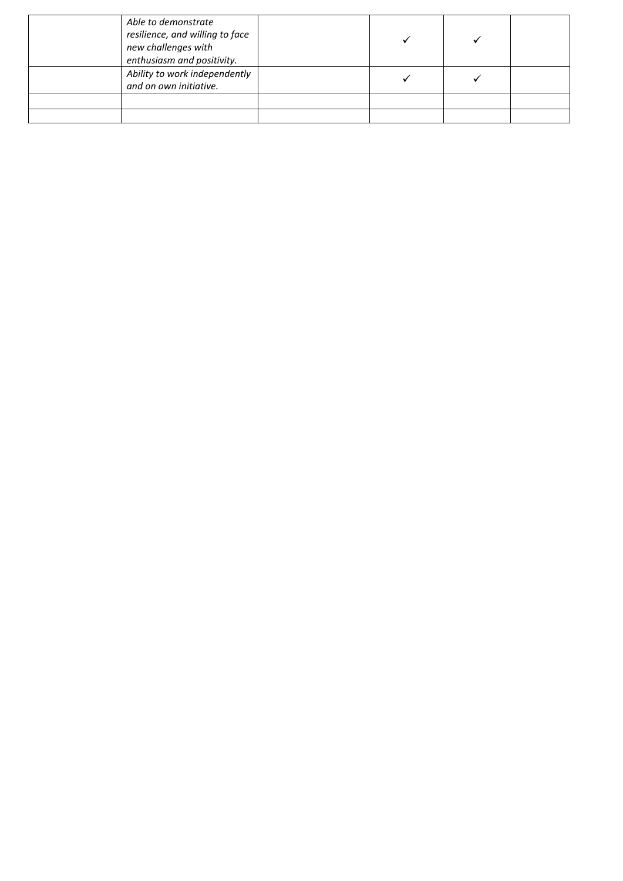| | | | | | |
|---|---|---|---|---|---|
| | *Able to demonstrate resilience, and willing to face new challenges with enthusiasm and positivity.* | | ✓ | ✓ | |
| | *Ability to work independently and on own initiative.* | | ✓ | ✓ | |
| | | | | | |
| | | | | | |